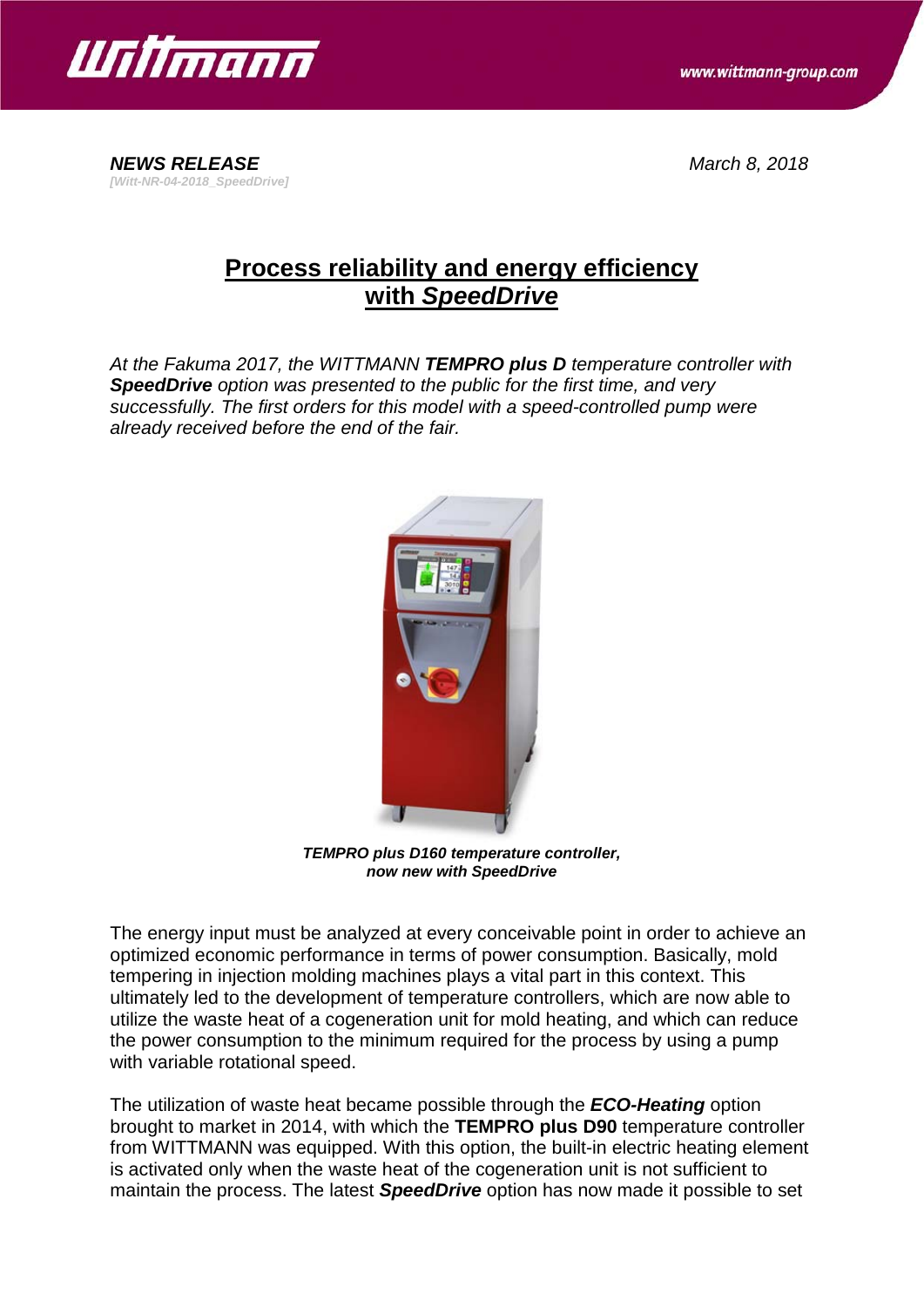***NEWS RELEASE***
***[Witt-NR-04-2018_SpeedDrive]***

*March 8, 2018*

# Process reliability and energy efficiency with *SpeedDrive*

*At the Fakuma 2017, the WITTMANN **TEMPRO plus D** temperature controller with **SpeedDrive** option was presented to the public for the first time, and very successfully. The first orders for this model with a speed-controlled pump were already received before the end of the fair.*

***TEMPRO plus D160 temperature controller, now new with SpeedDrive***

The energy input must be analyzed at every conceivable point in order to achieve an optimized economic performance in terms of power consumption. Basically, mold tempering in injection molding machines plays a vital part in this context. This ultimately led to the development of temperature controllers, which are now able to utilize the waste heat of a cogeneration unit for mold heating, and which can reduce the power consumption to the minimum required for the process by using a pump with variable rotational speed.

The utilization of waste heat became possible through the ***ECO-Heating*** option brought to market in 2014, with which the **TEMPRO plus D90** temperature controller from WITTMANN was equipped. With this option, the built-in electric heating element is activated only when the waste heat of the cogeneration unit is not sufficient to maintain the process. The latest ***SpeedDrive*** option has now made it possible to set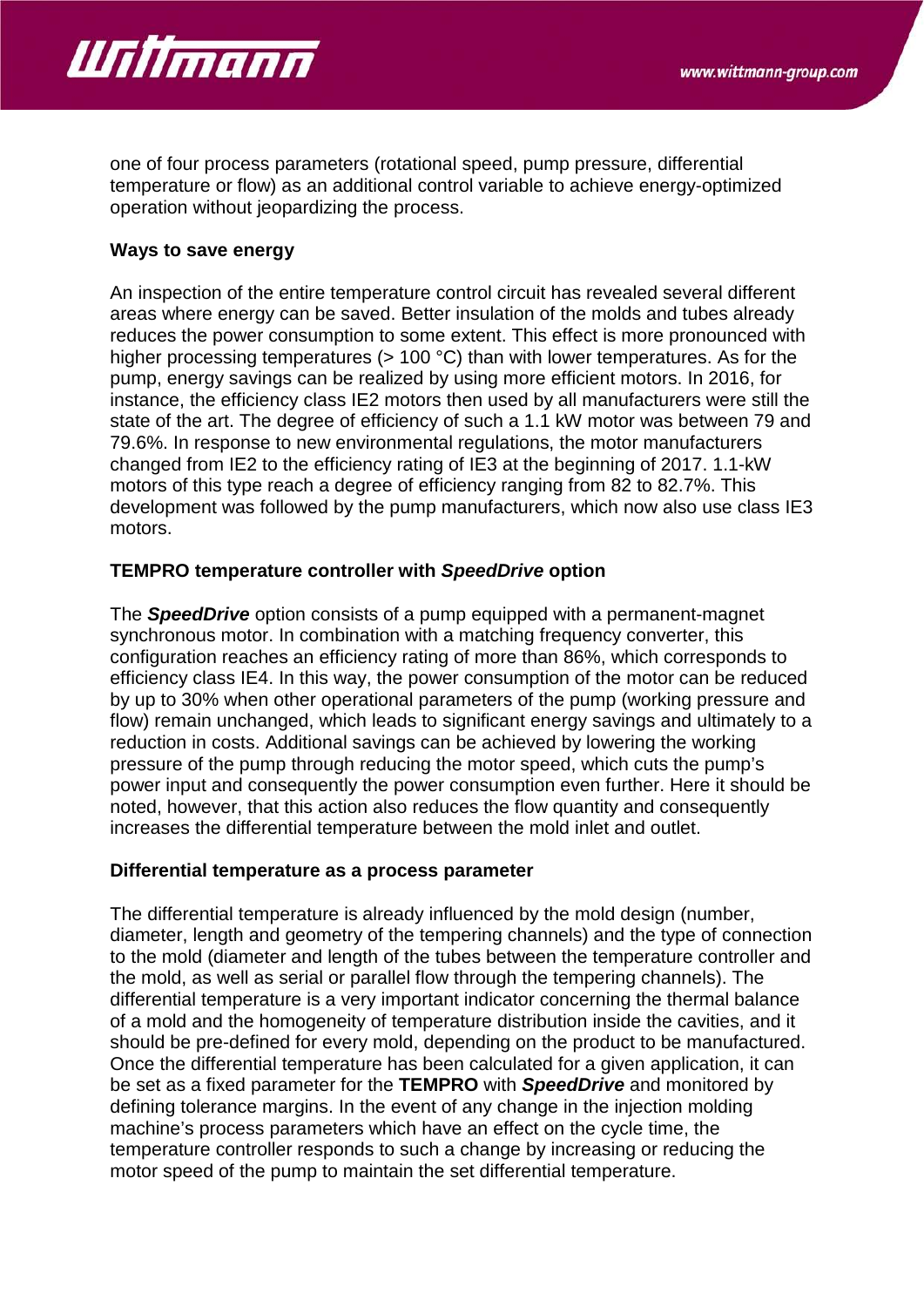one of four process parameters (rotational speed, pump pressure, differential temperature or flow) as an additional control variable to achieve energy-optimized operation without jeopardizing the process.

**Ways to save energy**

An inspection of the entire temperature control circuit has revealed several different areas where energy can be saved. Better insulation of the molds and tubes already reduces the power consumption to some extent. This effect is more pronounced with higher processing temperatures (> 100 °C) than with lower temperatures. As for the pump, energy savings can be realized by using more efficient motors. In 2016, for instance, the efficiency class IE2 motors then used by all manufacturers were still the state of the art. The degree of efficiency of such a 1.1 kW motor was between 79 and 79.6%. In response to new environmental regulations, the motor manufacturers changed from IE2 to the efficiency rating of IE3 at the beginning of 2017. 1.1-kW motors of this type reach a degree of efficiency ranging from 82 to 82.7%. This development was followed by the pump manufacturers, which now also use class IE3 motors.

**TEMPRO temperature controller with *SpeedDrive* option**

The ***SpeedDrive*** option consists of a pump equipped with a permanent-magnet synchronous motor. In combination with a matching frequency converter, this configuration reaches an efficiency rating of more than 86%, which corresponds to efficiency class IE4. In this way, the power consumption of the motor can be reduced by up to 30% when other operational parameters of the pump (working pressure and flow) remain unchanged, which leads to significant energy savings and ultimately to a reduction in costs. Additional savings can be achieved by lowering the working pressure of the pump through reducing the motor speed, which cuts the pump's power input and consequently the power consumption even further. Here it should be noted, however, that this action also reduces the flow quantity and consequently increases the differential temperature between the mold inlet and outlet.

**Differential temperature as a process parameter**

The differential temperature is already influenced by the mold design (number, diameter, length and geometry of the tempering channels) and the type of connection to the mold (diameter and length of the tubes between the temperature controller and the mold, as well as serial or parallel flow through the tempering channels). The differential temperature is a very important indicator concerning the thermal balance of a mold and the homogeneity of temperature distribution inside the cavities, and it should be pre-defined for every mold, depending on the product to be manufactured. Once the differential temperature has been calculated for a given application, it can be set as a fixed parameter for the **TEMPRO** with ***SpeedDrive*** and monitored by defining tolerance margins. In the event of any change in the injection molding machine's process parameters which have an effect on the cycle time, the temperature controller responds to such a change by increasing or reducing the motor speed of the pump to maintain the set differential temperature.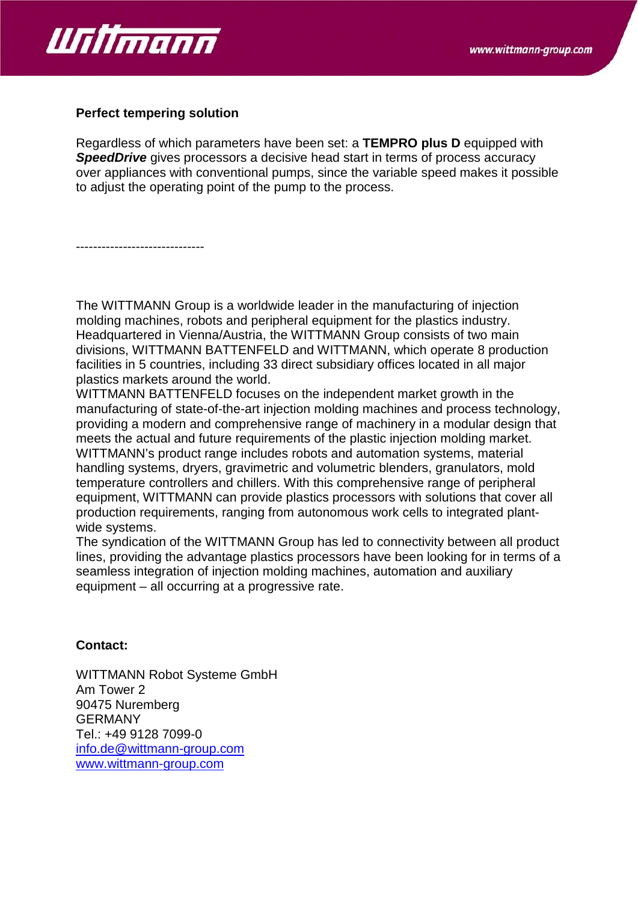**Perfect tempering solution**

Regardless of which parameters have been set: a **TEMPRO plus D** equipped with ***SpeedDrive*** gives processors a decisive head start in terms of process accuracy over appliances with conventional pumps, since the variable speed makes it possible to adjust the operating point of the pump to the process.

------------------------------

The WITTMANN Group is a worldwide leader in the manufacturing of injection molding machines, robots and peripheral equipment for the plastics industry. Headquartered in Vienna/Austria, the WITTMANN Group consists of two main divisions, WITTMANN BATTENFELD and WITTMANN, which operate 8 production facilities in 5 countries, including 33 direct subsidiary offices located in all major plastics markets around the world.
WITTMANN BATTENFELD focuses on the independent market growth in the manufacturing of state-of-the-art injection molding machines and process technology, providing a modern and comprehensive range of machinery in a modular design that meets the actual and future requirements of the plastic injection molding market.
WITTMANN's product range includes robots and automation systems, material handling systems, dryers, gravimetric and volumetric blenders, granulators, mold temperature controllers and chillers. With this comprehensive range of peripheral equipment, WITTMANN can provide plastics processors with solutions that cover all production requirements, ranging from autonomous work cells to integrated plant-wide systems.
The syndication of the WITTMANN Group has led to connectivity between all product lines, providing the advantage plastics processors have been looking for in terms of a seamless integration of injection molding machines, automation and auxiliary equipment – all occurring at a progressive rate.

**Contact:**

WITTMANN Robot Systeme GmbH
Am Tower 2
90475 Nuremberg
GERMANY
Tel.: +49 9128 7099-0
info.de@wittmann-group.com
www.wittmann-group.com